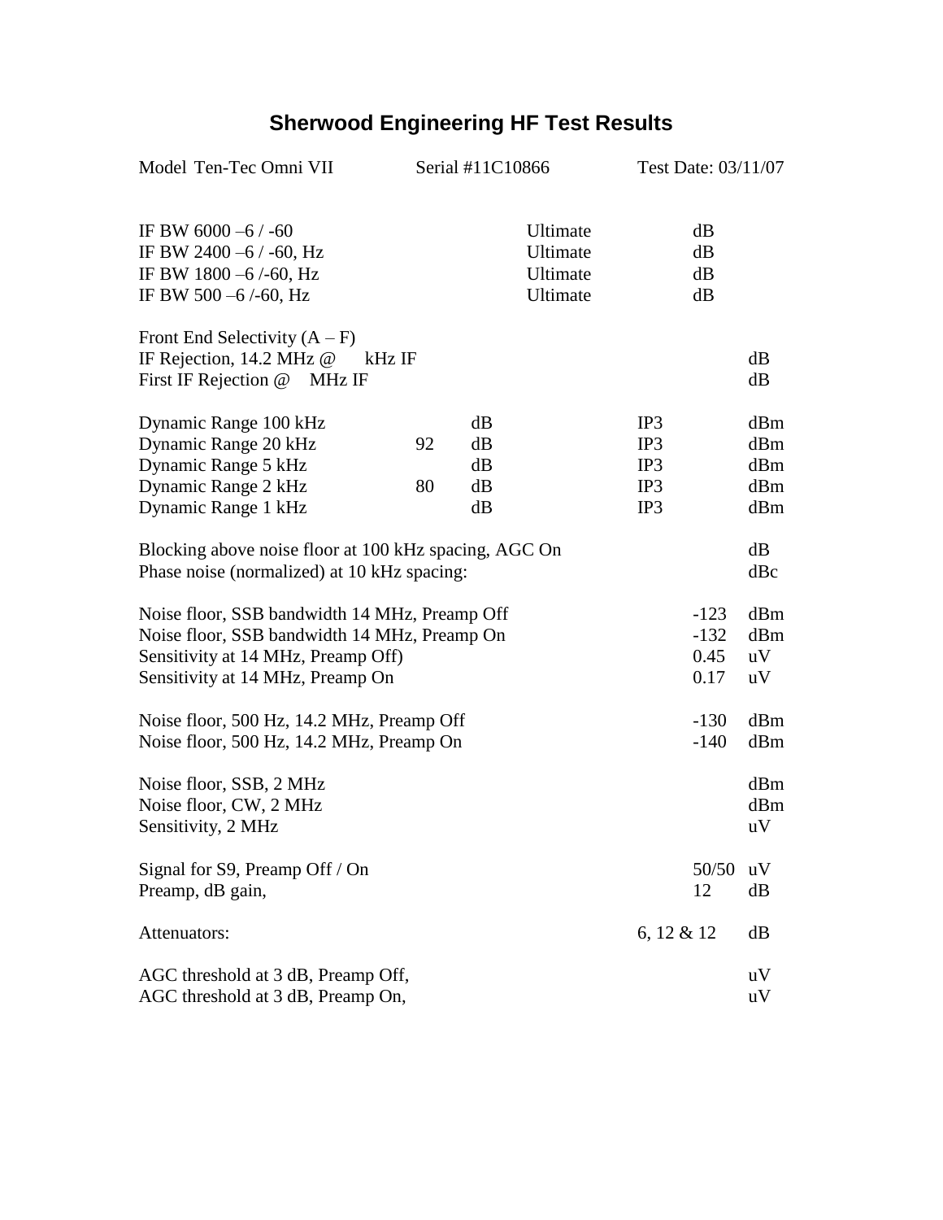# Sherwood Engineering HF Test Results

Model Ten-Tec Omni VII    Serial #11C10866    Test Date: 03/11/07

| | | | | | | |
|---|---|---|---|---|---|---|
| IF BW 6000 –6 / -60 | | | Ultimate | | dB | |
| IF BW 2400 –6 / -60, Hz | | | Ultimate | | dB | |
| IF BW 1800 –6 /-60, Hz | | | Ultimate | | dB | |
| IF BW 500 –6 /-60, Hz | | | Ultimate | | dB | |
| Front End Selectivity (A – F) | | | | | | |
| IF Rejection, 14.2 MHz @ kHz IF | | | | | | dB |
| First IF Rejection @ MHz IF | | | | | | dB |
| Dynamic Range 100 kHz | | dB | | IP3 | | dBm |
| Dynamic Range 20 kHz | 92 | dB | | IP3 | | dBm |
| Dynamic Range 5 kHz | | dB | | IP3 | | dBm |
| Dynamic Range 2 kHz | 80 | dB | | IP3 | | dBm |
| Dynamic Range 1 kHz | | dB | | IP3 | | dBm |
| Blocking above noise floor at 100 kHz spacing, AGC On | | | | | | dB |
| Phase noise (normalized) at 10 kHz spacing: | | | | | | dBc |
| Noise floor, SSB bandwidth 14 MHz, Preamp Off | | | | | -123 | dBm |
| Noise floor, SSB bandwidth 14 MHz, Preamp On | | | | | -132 | dBm |
| Sensitivity at 14 MHz, Preamp Off) | | | | | 0.45 | uV |
| Sensitivity at 14 MHz, Preamp On | | | | | 0.17 | uV |
| Noise floor, 500 Hz, 14.2 MHz, Preamp Off | | | | | -130 | dBm |
| Noise floor, 500 Hz, 14.2 MHz, Preamp On | | | | | -140 | dBm |
| Noise floor, SSB, 2 MHz | | | | | | dBm |
| Noise floor, CW, 2 MHz | | | | | | dBm |
| Sensitivity, 2 MHz | | | | | | uV |
| Signal for S9, Preamp Off / On | | | | | 50/50 | uV |
| Preamp, dB gain, | | | | | 12 | dB |
| Attenuators: | | | | 6, 12 & 12 | | dB |
| AGC threshold at 3 dB, Preamp Off, | | | | | | uV |
| AGC threshold at 3 dB, Preamp On, | | | | | | uV |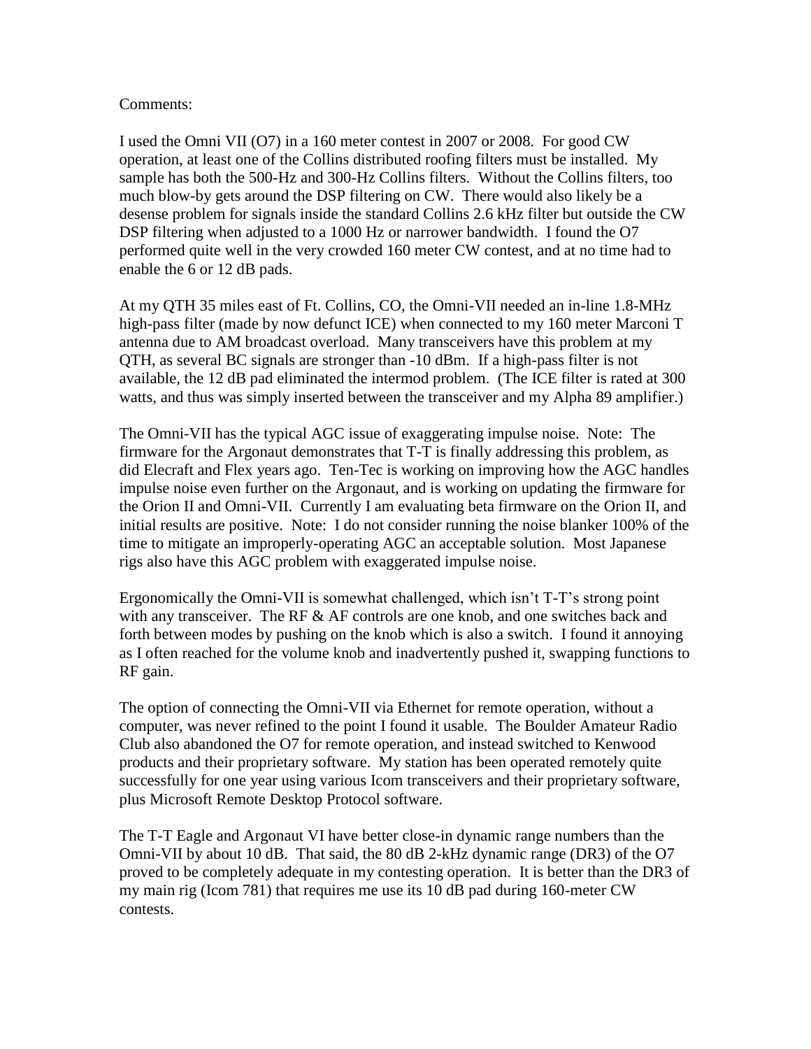Comments:

I used the Omni VII (O7) in a 160 meter contest in 2007 or 2008. For good CW operation, at least one of the Collins distributed roofing filters must be installed. My sample has both the 500-Hz and 300-Hz Collins filters. Without the Collins filters, too much blow-by gets around the DSP filtering on CW. There would also likely be a desense problem for signals inside the standard Collins 2.6 kHz filter but outside the CW DSP filtering when adjusted to a 1000 Hz or narrower bandwidth. I found the O7 performed quite well in the very crowded 160 meter CW contest, and at no time had to enable the 6 or 12 dB pads.

At my QTH 35 miles east of Ft. Collins, CO, the Omni-VII needed an in-line 1.8-MHz high-pass filter (made by now defunct ICE) when connected to my 160 meter Marconi T antenna due to AM broadcast overload. Many transceivers have this problem at my QTH, as several BC signals are stronger than -10 dBm. If a high-pass filter is not available, the 12 dB pad eliminated the intermod problem. (The ICE filter is rated at 300 watts, and thus was simply inserted between the transceiver and my Alpha 89 amplifier.)

The Omni-VII has the typical AGC issue of exaggerating impulse noise. Note: The firmware for the Argonaut demonstrates that T-T is finally addressing this problem, as did Elecraft and Flex years ago. Ten-Tec is working on improving how the AGC handles impulse noise even further on the Argonaut, and is working on updating the firmware for the Orion II and Omni-VII. Currently I am evaluating beta firmware on the Orion II, and initial results are positive. Note: I do not consider running the noise blanker 100% of the time to mitigate an improperly-operating AGC an acceptable solution. Most Japanese rigs also have this AGC problem with exaggerated impulse noise.

Ergonomically the Omni-VII is somewhat challenged, which isn't T-T's strong point with any transceiver. The RF & AF controls are one knob, and one switches back and forth between modes by pushing on the knob which is also a switch. I found it annoying as I often reached for the volume knob and inadvertently pushed it, swapping functions to RF gain.

The option of connecting the Omni-VII via Ethernet for remote operation, without a computer, was never refined to the point I found it usable. The Boulder Amateur Radio Club also abandoned the O7 for remote operation, and instead switched to Kenwood products and their proprietary software. My station has been operated remotely quite successfully for one year using various Icom transceivers and their proprietary software, plus Microsoft Remote Desktop Protocol software.

The T-T Eagle and Argonaut VI have better close-in dynamic range numbers than the Omni-VII by about 10 dB. That said, the 80 dB 2-kHz dynamic range (DR3) of the O7 proved to be completely adequate in my contesting operation. It is better than the DR3 of my main rig (Icom 781) that requires me use its 10 dB pad during 160-meter CW contests.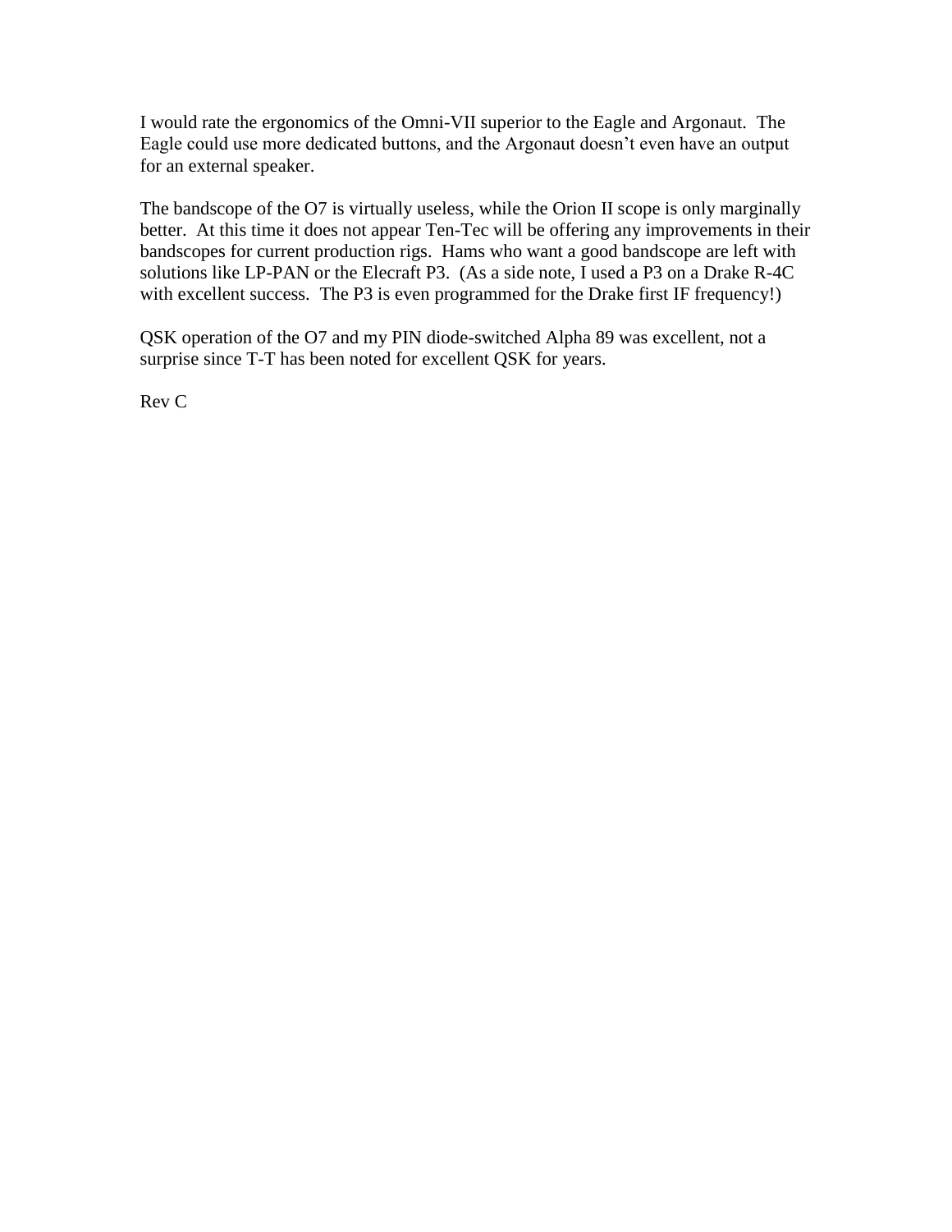I would rate the ergonomics of the Omni-VII superior to the Eagle and Argonaut. The Eagle could use more dedicated buttons, and the Argonaut doesn't even have an output for an external speaker.

The bandscope of the O7 is virtually useless, while the Orion II scope is only marginally better. At this time it does not appear Ten-Tec will be offering any improvements in their bandscopes for current production rigs. Hams who want a good bandscope are left with solutions like LP-PAN or the Elecraft P3. (As a side note, I used a P3 on a Drake R-4C with excellent success. The P3 is even programmed for the Drake first IF frequency!)

QSK operation of the O7 and my PIN diode-switched Alpha 89 was excellent, not a surprise since T-T has been noted for excellent QSK for years.

Rev C